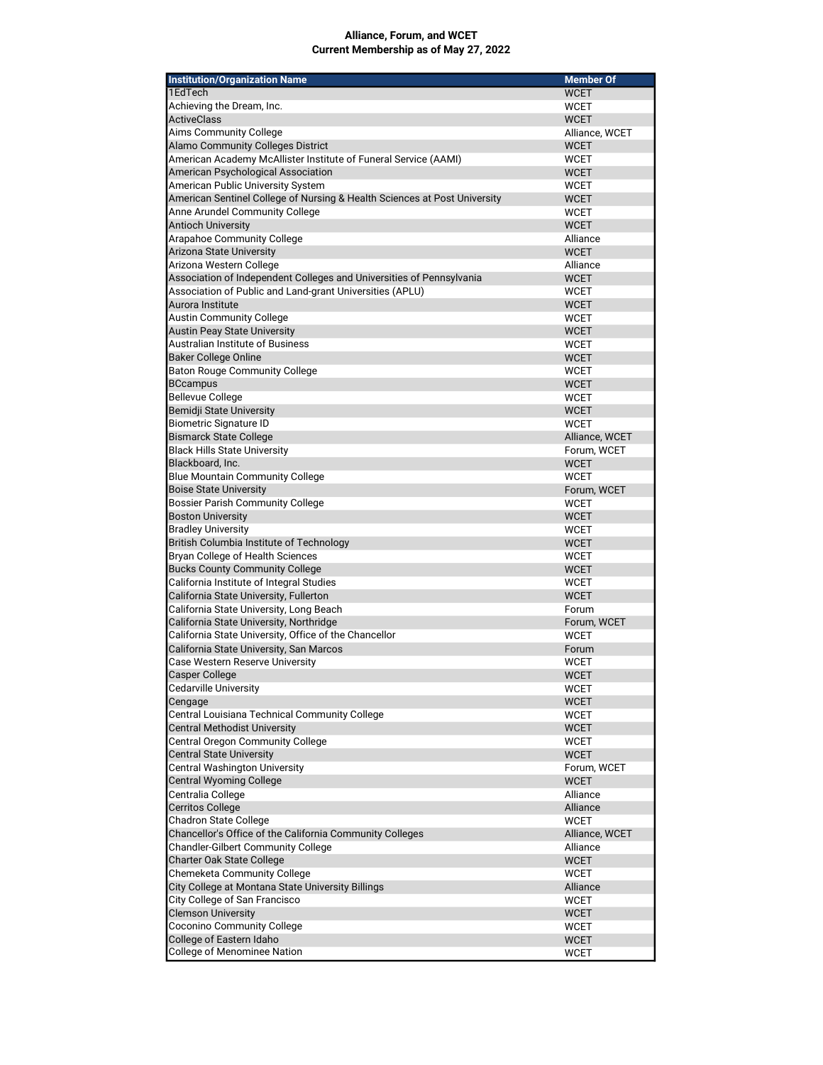**Alliance, Forum, and WCET**
**Current Membership as of May 27, 2022**

| Institution/Organization Name | Member Of |
|---|---|
| 1EdTech | WCET |
| Achieving the Dream, Inc. | WCET |
| ActiveClass | WCET |
| Aims Community College | Alliance, WCET |
| Alamo Community Colleges District | WCET |
| American Academy McAllister Institute of Funeral Service (AAMI) | WCET |
| American Psychological Association | WCET |
| American Public University System | WCET |
| American Sentinel College of Nursing & Health Sciences at Post University | WCET |
| Anne Arundel Community College | WCET |
| Antioch University | WCET |
| Arapahoe Community College | Alliance |
| Arizona State University | WCET |
| Arizona Western College | Alliance |
| Association of Independent Colleges and Universities of Pennsylvania | WCET |
| Association of Public and Land-grant Universities (APLU) | WCET |
| Aurora Institute | WCET |
| Austin Community College | WCET |
| Austin Peay State University | WCET |
| Australian Institute of Business | WCET |
| Baker College Online | WCET |
| Baton Rouge Community College | WCET |
| BCcampus | WCET |
| Bellevue College | WCET |
| Bemidji State University | WCET |
| Biometric Signature ID | WCET |
| Bismarck State College | Alliance, WCET |
| Black Hills State University | Forum, WCET |
| Blackboard, Inc. | WCET |
| Blue Mountain Community College | WCET |
| Boise State University | Forum, WCET |
| Bossier Parish Community College | WCET |
| Boston University | WCET |
| Bradley University | WCET |
| British Columbia Institute of Technology | WCET |
| Bryan College of Health Sciences | WCET |
| Bucks County Community College | WCET |
| California Institute of Integral Studies | WCET |
| California State University, Fullerton | WCET |
| California State University, Long Beach | Forum |
| California State University, Northridge | Forum, WCET |
| California State University, Office of the Chancellor | WCET |
| California State University, San Marcos | Forum |
| Case Western Reserve University | WCET |
| Casper College | WCET |
| Cedarville University | WCET |
| Cengage | WCET |
| Central Louisiana Technical Community College | WCET |
| Central Methodist University | WCET |
| Central Oregon Community College | WCET |
| Central State University | WCET |
| Central Washington University | Forum, WCET |
| Central Wyoming College | WCET |
| Centralia College | Alliance |
| Cerritos College | Alliance |
| Chadron State College | WCET |
| Chancellor's Office of the California Community Colleges | Alliance, WCET |
| Chandler-Gilbert Community College | Alliance |
| Charter Oak State College | WCET |
| Chemeketa Community College | WCET |
| City College at Montana State University Billings | Alliance |
| City College of San Francisco | WCET |
| Clemson University | WCET |
| Coconino Community College | WCET |
| College of Eastern Idaho | WCET |
| College of Menominee Nation | WCET |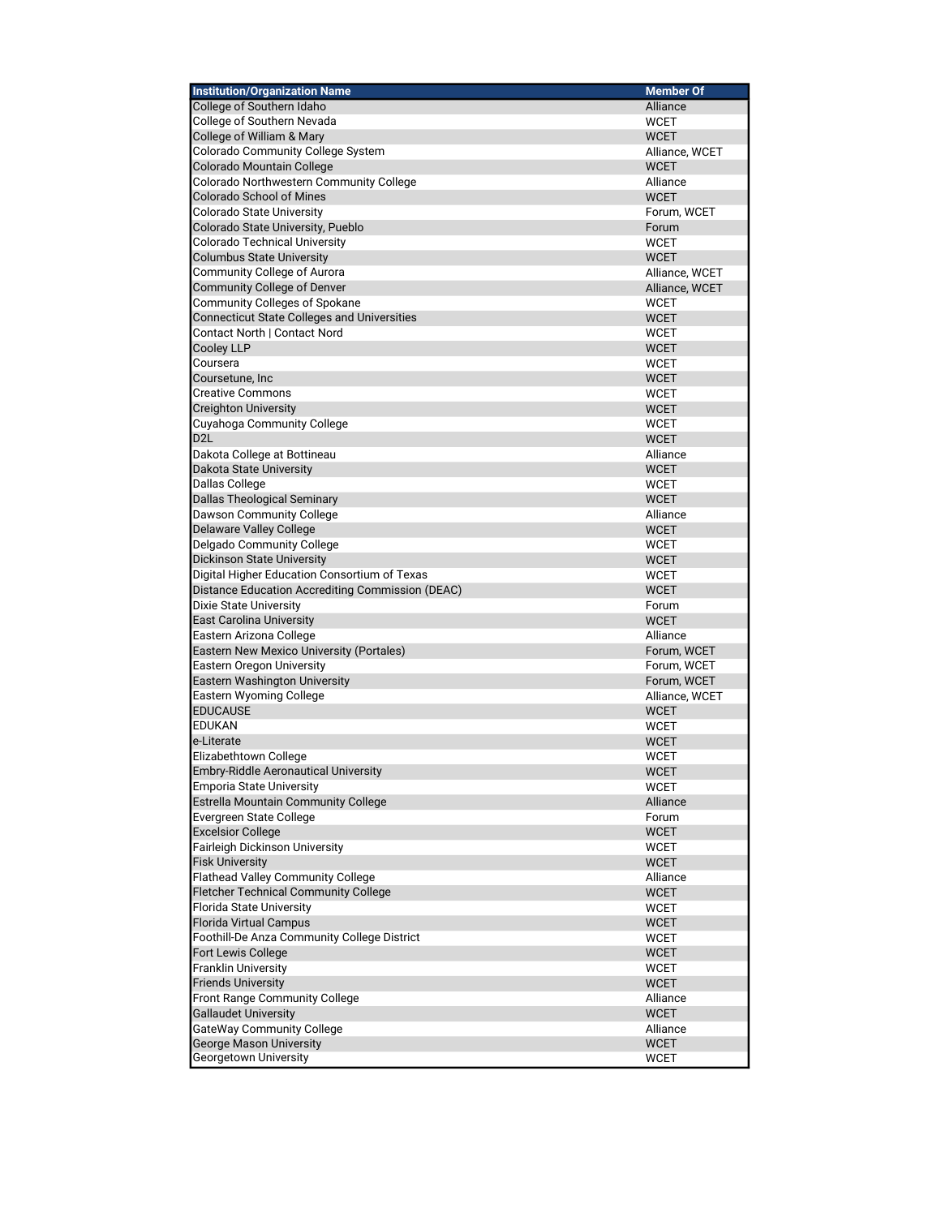| Institution/Organization Name | Member Of |
|---|---|
| College of Southern Idaho | Alliance |
| College of Southern Nevada | WCET |
| College of William & Mary | WCET |
| Colorado Community College System | Alliance, WCET |
| Colorado Mountain College | WCET |
| Colorado Northwestern Community College | Alliance |
| Colorado School of Mines | WCET |
| Colorado State University | Forum, WCET |
| Colorado State University, Pueblo | Forum |
| Colorado Technical University | WCET |
| Columbus State University | WCET |
| Community College of Aurora | Alliance, WCET |
| Community College of Denver | Alliance, WCET |
| Community Colleges of Spokane | WCET |
| Connecticut State Colleges and Universities | WCET |
| Contact North \| Contact Nord | WCET |
| Cooley LLP | WCET |
| Coursera | WCET |
| Coursetune, Inc | WCET |
| Creative Commons | WCET |
| Creighton University | WCET |
| Cuyahoga Community College | WCET |
| D2L | WCET |
| Dakota College at Bottineau | Alliance |
| Dakota State University | WCET |
| Dallas College | WCET |
| Dallas Theological Seminary | WCET |
| Dawson Community College | Alliance |
| Delaware Valley College | WCET |
| Delgado Community College | WCET |
| Dickinson State University | WCET |
| Digital Higher Education Consortium of Texas | WCET |
| Distance Education Accrediting Commission (DEAC) | WCET |
| Dixie State University | Forum |
| East Carolina University | WCET |
| Eastern Arizona College | Alliance |
| Eastern New Mexico University (Portales) | Forum, WCET |
| Eastern Oregon University | Forum, WCET |
| Eastern Washington University | Forum, WCET |
| Eastern Wyoming College | Alliance, WCET |
| EDUCAUSE | WCET |
| EDUKAN | WCET |
| e-Literate | WCET |
| Elizabethtown College | WCET |
| Embry-Riddle Aeronautical University | WCET |
| Emporia State University | WCET |
| Estrella Mountain Community College | Alliance |
| Evergreen State College | Forum |
| Excelsior College | WCET |
| Fairleigh Dickinson University | WCET |
| Fisk University | WCET |
| Flathead Valley Community College | Alliance |
| Fletcher Technical Community College | WCET |
| Florida State University | WCET |
| Florida Virtual Campus | WCET |
| Foothill-De Anza Community College District | WCET |
| Fort Lewis College | WCET |
| Franklin University | WCET |
| Friends University | WCET |
| Front Range Community College | Alliance |
| Gallaudet University | WCET |
| GateWay Community College | Alliance |
| George Mason University | WCET |
| Georgetown University | WCET |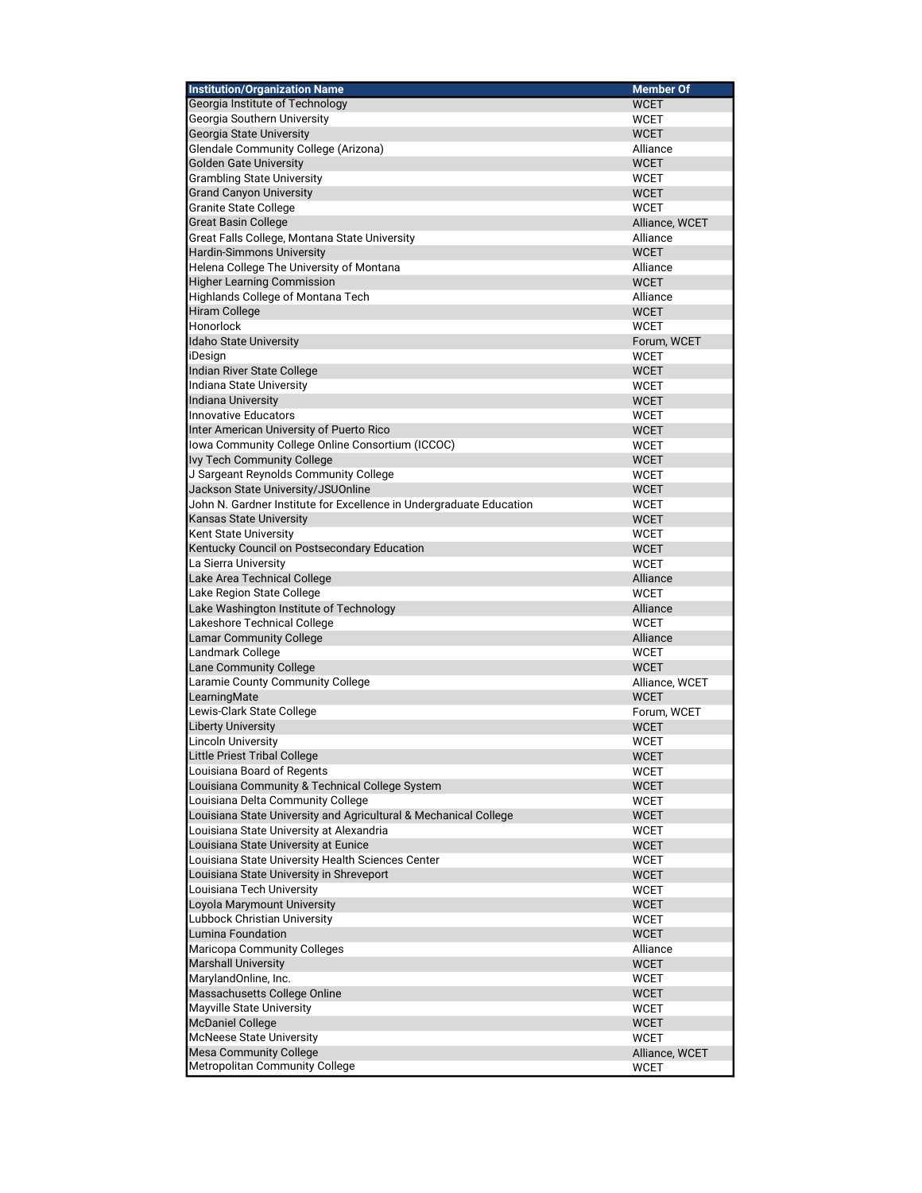| Institution/Organization Name | Member Of |
|---|---|
| Georgia Institute of Technology | WCET |
| Georgia Southern University | WCET |
| Georgia State University | WCET |
| Glendale Community College (Arizona) | Alliance |
| Golden Gate University | WCET |
| Grambling State University | WCET |
| Grand Canyon University | WCET |
| Granite State College | WCET |
| Great Basin College | Alliance, WCET |
| Great Falls College, Montana State University | Alliance |
| Hardin-Simmons University | WCET |
| Helena College The University of Montana | Alliance |
| Higher Learning Commission | WCET |
| Highlands College of Montana Tech | Alliance |
| Hiram College | WCET |
| Honorlock | WCET |
| Idaho State University | Forum, WCET |
| iDesign | WCET |
| Indian River State College | WCET |
| Indiana State University | WCET |
| Indiana University | WCET |
| Innovative Educators | WCET |
| Inter American University of Puerto Rico | WCET |
| Iowa Community College Online Consortium (ICCOC) | WCET |
| Ivy Tech Community College | WCET |
| J Sargeant Reynolds Community College | WCET |
| Jackson State University/JSUOnline | WCET |
| John N. Gardner Institute for Excellence in Undergraduate Education | WCET |
| Kansas State University | WCET |
| Kent State University | WCET |
| Kentucky Council on Postsecondary Education | WCET |
| La Sierra University | WCET |
| Lake Area Technical College | Alliance |
| Lake Region State College | WCET |
| Lake Washington Institute of Technology | Alliance |
| Lakeshore Technical College | WCET |
| Lamar Community College | Alliance |
| Landmark College | WCET |
| Lane Community College | WCET |
| Laramie County Community College | Alliance, WCET |
| LearningMate | WCET |
| Lewis-Clark State College | Forum, WCET |
| Liberty University | WCET |
| Lincoln University | WCET |
| Little Priest Tribal College | WCET |
| Louisiana Board of Regents | WCET |
| Louisiana Community & Technical College System | WCET |
| Louisiana Delta Community College | WCET |
| Louisiana State University and Agricultural & Mechanical College | WCET |
| Louisiana State University at Alexandria | WCET |
| Louisiana State University at Eunice | WCET |
| Louisiana State University Health Sciences Center | WCET |
| Louisiana State University in Shreveport | WCET |
| Louisiana Tech University | WCET |
| Loyola Marymount University | WCET |
| Lubbock Christian University | WCET |
| Lumina Foundation | WCET |
| Maricopa Community Colleges | Alliance |
| Marshall University | WCET |
| MarylandOnline, Inc. | WCET |
| Massachusetts College Online | WCET |
| Mayville State University | WCET |
| McDaniel College | WCET |
| McNeese State University | WCET |
| Mesa Community College | Alliance, WCET |
| Metropolitan Community College | WCET |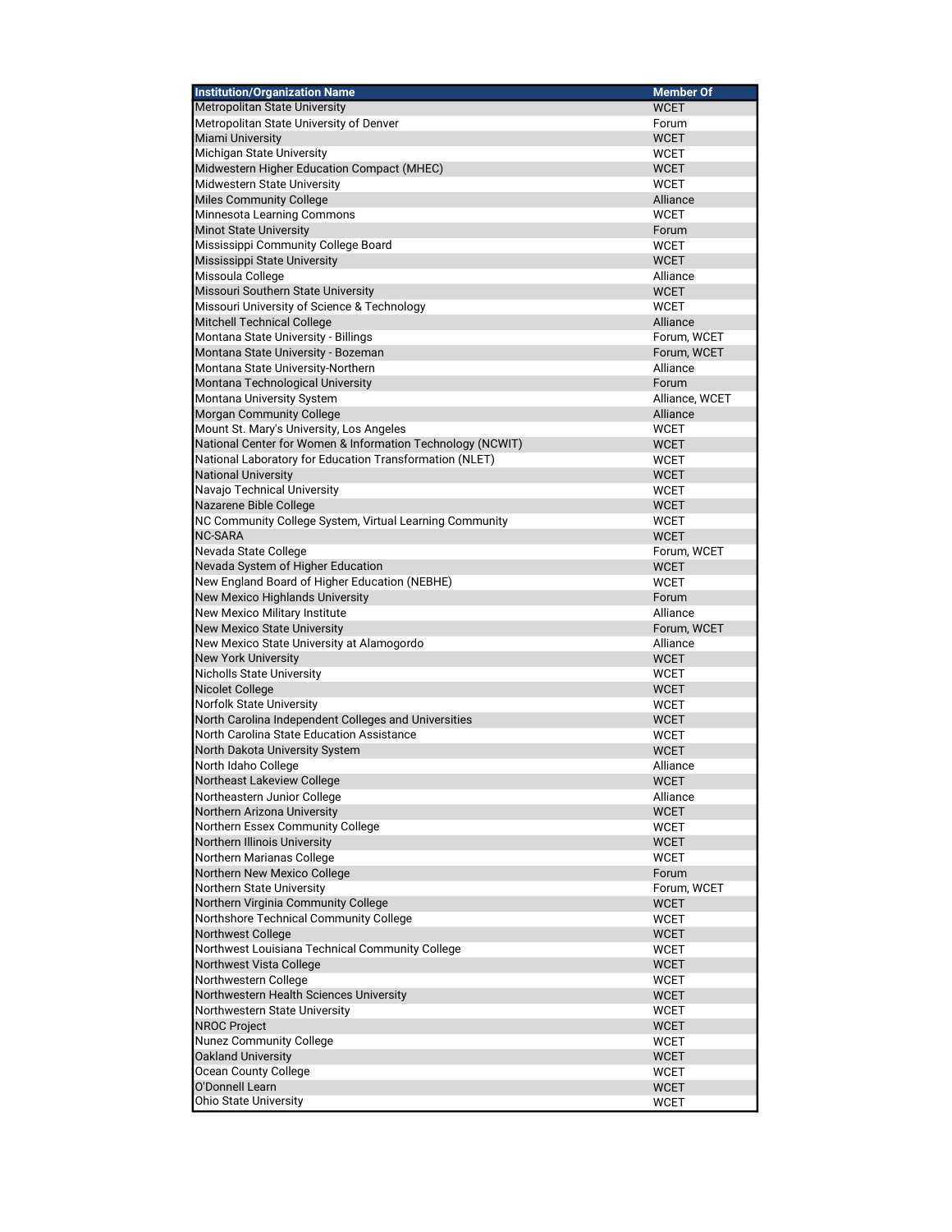| Institution/Organization Name | Member Of |
|---|---|
| Metropolitan State University | WCET |
| Metropolitan State University of Denver | Forum |
| Miami University | WCET |
| Michigan State University | WCET |
| Midwestern Higher Education Compact (MHEC) | WCET |
| Midwestern State University | WCET |
| Miles Community College | Alliance |
| Minnesota Learning Commons | WCET |
| Minot State University | Forum |
| Mississippi Community College Board | WCET |
| Mississippi State University | WCET |
| Missoula College | Alliance |
| Missouri Southern State University | WCET |
| Missouri University of Science & Technology | WCET |
| Mitchell Technical College | Alliance |
| Montana State University - Billings | Forum, WCET |
| Montana State University - Bozeman | Forum, WCET |
| Montana State University-Northern | Alliance |
| Montana Technological University | Forum |
| Montana University System | Alliance, WCET |
| Morgan Community College | Alliance |
| Mount St. Mary's University, Los Angeles | WCET |
| National Center for Women & Information Technology (NCWIT) | WCET |
| National Laboratory for Education Transformation (NLET) | WCET |
| National University | WCET |
| Navajo Technical University | WCET |
| Nazarene Bible College | WCET |
| NC Community College System, Virtual Learning Community | WCET |
| NC-SARA | WCET |
| Nevada State College | Forum, WCET |
| Nevada System of Higher Education | WCET |
| New England Board of Higher Education (NEBHE) | WCET |
| New Mexico Highlands University | Forum |
| New Mexico Military Institute | Alliance |
| New Mexico State University | Forum, WCET |
| New Mexico State University at Alamogordo | Alliance |
| New York University | WCET |
| Nicholls State University | WCET |
| Nicolet College | WCET |
| Norfolk State University | WCET |
| North Carolina Independent Colleges and Universities | WCET |
| North Carolina State Education Assistance | WCET |
| North Dakota University System | WCET |
| North Idaho College | Alliance |
| Northeast Lakeview College | WCET |
| Northeastern Junior College | Alliance |
| Northern Arizona University | WCET |
| Northern Essex Community College | WCET |
| Northern Illinois University | WCET |
| Northern Marianas College | WCET |
| Northern New Mexico College | Forum |
| Northern State University | Forum, WCET |
| Northern Virginia Community College | WCET |
| Northshore Technical Community College | WCET |
| Northwest College | WCET |
| Northwest Louisiana Technical Community College | WCET |
| Northwest Vista College | WCET |
| Northwestern College | WCET |
| Northwestern Health Sciences University | WCET |
| Northwestern State University | WCET |
| NROC Project | WCET |
| Nunez Community College | WCET |
| Oakland University | WCET |
| Ocean County College | WCET |
| O'Donnell Learn | WCET |
| Ohio State University | WCET |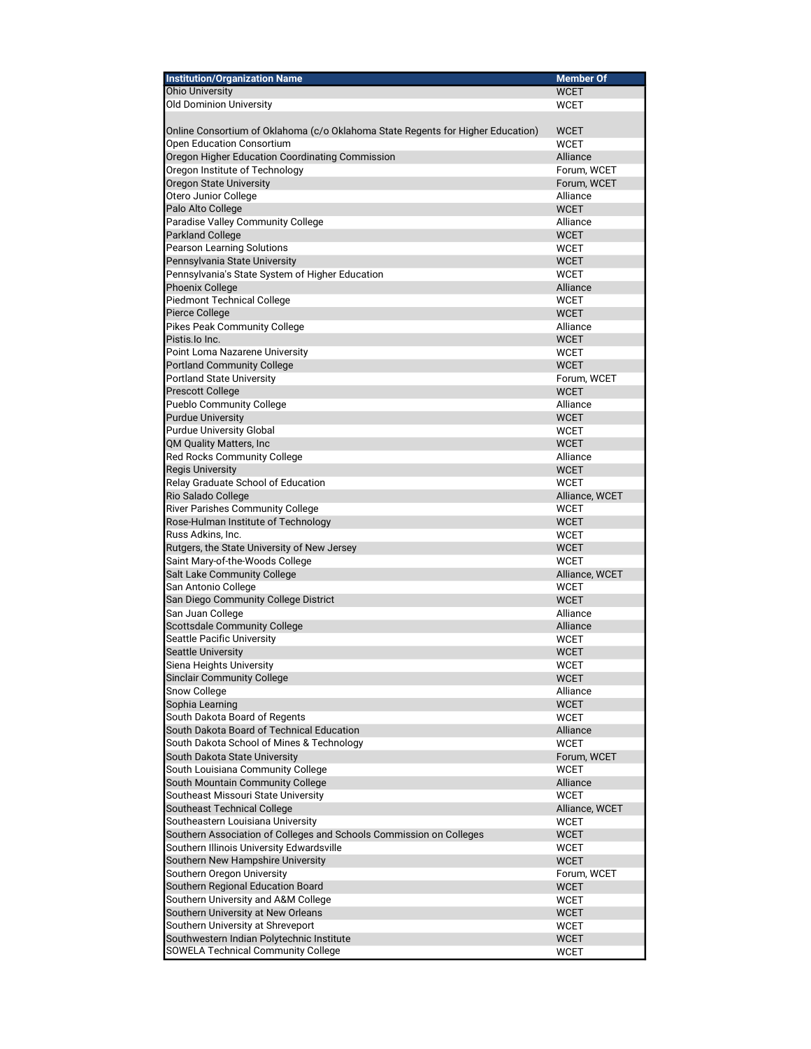| Institution/Organization Name | Member Of |
|---|---|
| Ohio University | WCET |
| Old Dominion University | WCET |
| Online Consortium of Oklahoma (c/o Oklahoma State Regents for Higher Education) | WCET |
| Open Education Consortium | WCET |
| Oregon Higher Education Coordinating Commission | Alliance |
| Oregon Institute of Technology | Forum, WCET |
| Oregon State University | Forum, WCET |
| Otero Junior College | Alliance |
| Palo Alto College | WCET |
| Paradise Valley Community College | Alliance |
| Parkland College | WCET |
| Pearson Learning Solutions | WCET |
| Pennsylvania State University | WCET |
| Pennsylvania's State System of Higher Education | WCET |
| Phoenix College | Alliance |
| Piedmont Technical College | WCET |
| Pierce College | WCET |
| Pikes Peak Community College | Alliance |
| Pistis.Io Inc. | WCET |
| Point Loma Nazarene University | WCET |
| Portland Community College | WCET |
| Portland State University | Forum, WCET |
| Prescott College | WCET |
| Pueblo Community College | Alliance |
| Purdue University | WCET |
| Purdue University Global | WCET |
| QM Quality Matters, Inc | WCET |
| Red Rocks Community College | Alliance |
| Regis University | WCET |
| Relay Graduate School of Education | WCET |
| Rio Salado College | Alliance, WCET |
| River Parishes Community College | WCET |
| Rose-Hulman Institute of Technology | WCET |
| Russ Adkins, Inc. | WCET |
| Rutgers, the State University of New Jersey | WCET |
| Saint Mary-of-the-Woods College | WCET |
| Salt Lake Community College | Alliance, WCET |
| San Antonio College | WCET |
| San Diego Community College District | WCET |
| San Juan College | Alliance |
| Scottsdale Community College | Alliance |
| Seattle Pacific University | WCET |
| Seattle University | WCET |
| Siena Heights University | WCET |
| Sinclair Community College | WCET |
| Snow College | Alliance |
| Sophia Learning | WCET |
| South Dakota Board of Regents | WCET |
| South Dakota Board of Technical Education | Alliance |
| South Dakota School of Mines & Technology | WCET |
| South Dakota State University | Forum, WCET |
| South Louisiana Community College | WCET |
| South Mountain Community College | Alliance |
| Southeast Missouri State University | WCET |
| Southeast Technical College | Alliance, WCET |
| Southeastern Louisiana University | WCET |
| Southern Association of Colleges and Schools Commission on Colleges | WCET |
| Southern Illinois University Edwardsville | WCET |
| Southern New Hampshire University | WCET |
| Southern Oregon University | Forum, WCET |
| Southern Regional Education Board | WCET |
| Southern University and A&M College | WCET |
| Southern University at New Orleans | WCET |
| Southern University at Shreveport | WCET |
| Southwestern Indian Polytechnic Institute | WCET |
| SOWELA Technical Community College | WCET |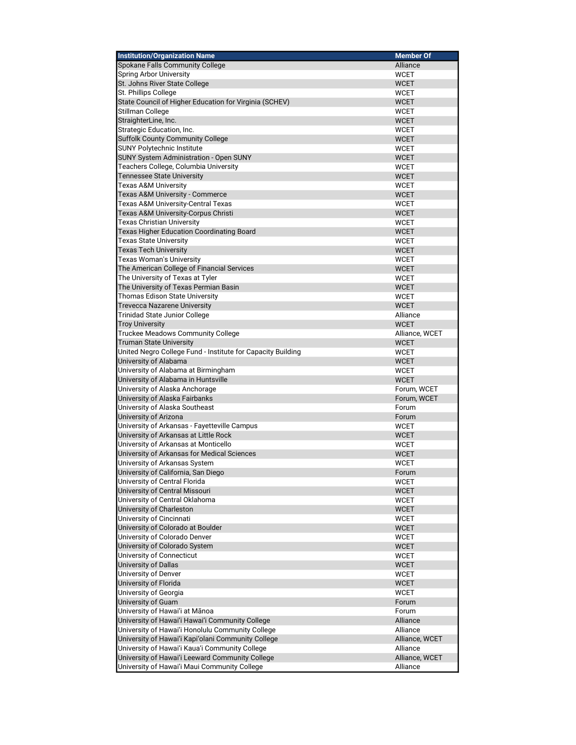| Institution/Organization Name | Member Of |
| --- | --- |
| Spokane Falls Community College | Alliance |
| Spring Arbor University | WCET |
| St. Johns River State College | WCET |
| St. Phillips College | WCET |
| State Council of Higher Education for Virginia (SCHEV) | WCET |
| Stillman College | WCET |
| StraighterLine, Inc. | WCET |
| Strategic Education, Inc. | WCET |
| Suffolk County Community College | WCET |
| SUNY Polytechnic Institute | WCET |
| SUNY System Administration - Open SUNY | WCET |
| Teachers College, Columbia University | WCET |
| Tennessee State University | WCET |
| Texas A&M University | WCET |
| Texas A&M University - Commerce | WCET |
| Texas A&M University-Central Texas | WCET |
| Texas A&M University-Corpus Christi | WCET |
| Texas Christian University | WCET |
| Texas Higher Education Coordinating Board | WCET |
| Texas State University | WCET |
| Texas Tech University | WCET |
| Texas Woman's University | WCET |
| The American College of Financial Services | WCET |
| The University of Texas at Tyler | WCET |
| The University of Texas Permian Basin | WCET |
| Thomas Edison State University | WCET |
| Trevecca Nazarene University | WCET |
| Trinidad State Junior College | Alliance |
| Troy University | WCET |
| Truckee Meadows Community College | Alliance, WCET |
| Truman State University | WCET |
| United Negro College Fund - Institute for Capacity Building | WCET |
| University of Alabama | WCET |
| University of Alabama at Birmingham | WCET |
| University of Alabama in Huntsville | WCET |
| University of Alaska Anchorage | Forum, WCET |
| University of Alaska Fairbanks | Forum, WCET |
| University of Alaska Southeast | Forum |
| University of Arizona | Forum |
| University of Arkansas - Fayetteville Campus | WCET |
| University of Arkansas at Little Rock | WCET |
| University of Arkansas at Monticello | WCET |
| University of Arkansas for Medical Sciences | WCET |
| University of Arkansas System | WCET |
| University of California, San Diego | Forum |
| University of Central Florida | WCET |
| University of Central Missouri | WCET |
| University of Central Oklahoma | WCET |
| University of Charleston | WCET |
| University of Cincinnati | WCET |
| University of Colorado at Boulder | WCET |
| University of Colorado Denver | WCET |
| University of Colorado System | WCET |
| University of Connecticut | WCET |
| University of Dallas | WCET |
| University of Denver | WCET |
| University of Florida | WCET |
| University of Georgia | WCET |
| University of Guam | Forum |
| University of Hawai'i at Mānoa | Forum |
| University of Hawai'i Hawai'i Community College | Alliance |
| University of Hawai'i Honolulu Community College | Alliance |
| University of Hawai'i Kapi'olani Community College | Alliance, WCET |
| University of Hawai'i Kaua'i Community College | Alliance |
| University of Hawai'i Leeward Community College | Alliance, WCET |
| University of Hawai'i Maui Community College | Alliance |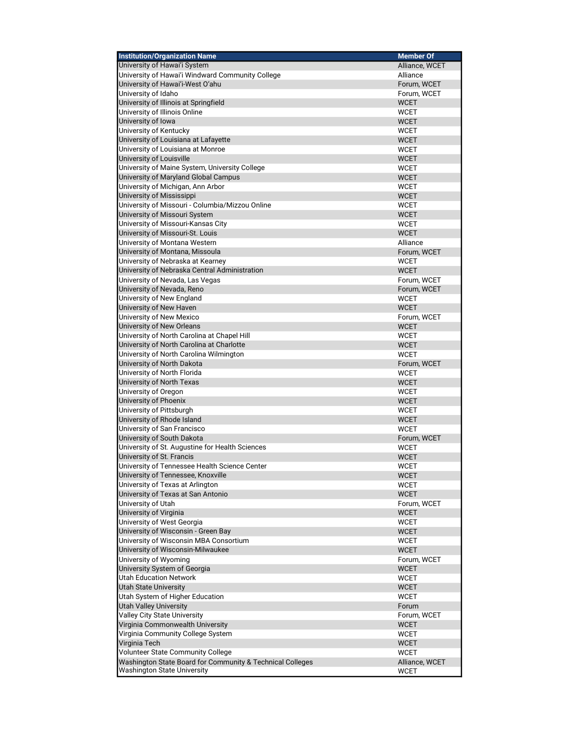| Institution/Organization Name | Member Of |
|---|---|
| University of Hawai'i System | Alliance, WCET |
| University of Hawai'i Windward Community College | Alliance |
| University of Hawai'i-West O'ahu | Forum, WCET |
| University of Idaho | Forum, WCET |
| University of Illinois at Springfield | WCET |
| University of Illinois Online | WCET |
| University of Iowa | WCET |
| University of Kentucky | WCET |
| University of Louisiana at Lafayette | WCET |
| University of Louisiana at Monroe | WCET |
| University of Louisville | WCET |
| University of Maine System, University College | WCET |
| University of Maryland Global Campus | WCET |
| University of Michigan, Ann Arbor | WCET |
| University of Mississippi | WCET |
| University of Missouri - Columbia/Mizzou Online | WCET |
| University of Missouri System | WCET |
| University of Missouri-Kansas City | WCET |
| University of Missouri-St. Louis | WCET |
| University of Montana Western | Alliance |
| University of Montana, Missoula | Forum, WCET |
| University of Nebraska at Kearney | WCET |
| University of Nebraska Central Administration | WCET |
| University of Nevada, Las Vegas | Forum, WCET |
| University of Nevada, Reno | Forum, WCET |
| University of New England | WCET |
| University of New Haven | WCET |
| University of New Mexico | Forum, WCET |
| University of New Orleans | WCET |
| University of North Carolina at Chapel Hill | WCET |
| University of North Carolina at Charlotte | WCET |
| University of North Carolina Wilmington | WCET |
| University of North Dakota | Forum, WCET |
| University of North Florida | WCET |
| University of North Texas | WCET |
| University of Oregon | WCET |
| University of Phoenix | WCET |
| University of Pittsburgh | WCET |
| University of Rhode Island | WCET |
| University of San Francisco | WCET |
| University of South Dakota | Forum, WCET |
| University of St. Augustine for Health Sciences | WCET |
| University of St. Francis | WCET |
| University of Tennessee Health Science Center | WCET |
| University of Tennessee, Knoxville | WCET |
| University of Texas at Arlington | WCET |
| University of Texas at San Antonio | WCET |
| University of Utah | Forum, WCET |
| University of Virginia | WCET |
| University of West Georgia | WCET |
| University of Wisconsin - Green Bay | WCET |
| University of Wisconsin MBA Consortium | WCET |
| University of Wisconsin-Milwaukee | WCET |
| University of Wyoming | Forum, WCET |
| University System of Georgia | WCET |
| Utah Education Network | WCET |
| Utah State University | WCET |
| Utah System of Higher Education | WCET |
| Utah Valley University | Forum |
| Valley City State University | Forum, WCET |
| Virginia Commonwealth University | WCET |
| Virginia Community College System | WCET |
| Virginia Tech | WCET |
| Volunteer State Community College | WCET |
| Washington State Board for Community & Technical Colleges | Alliance, WCET |
| Washington State University | WCET |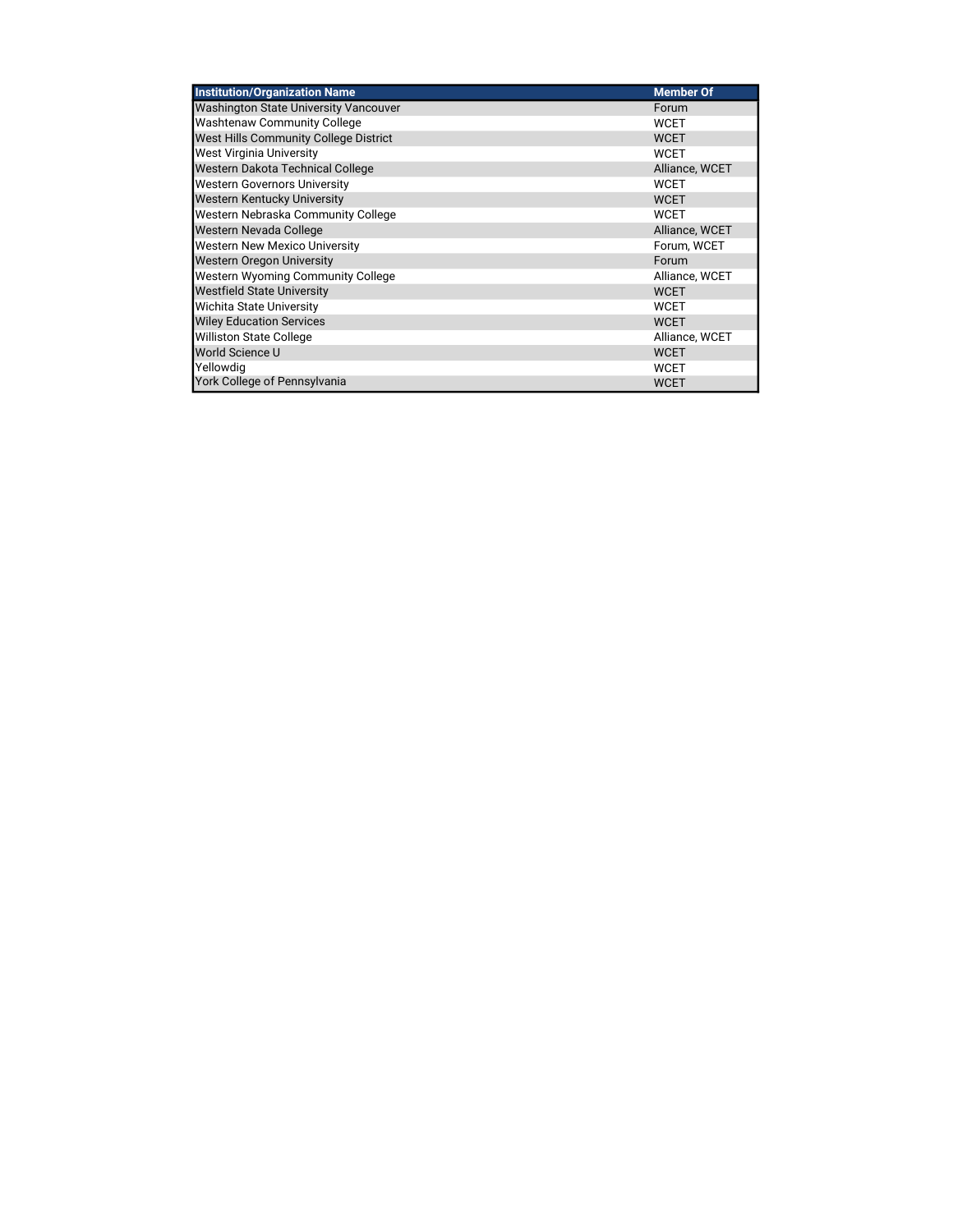| Institution/Organization Name | Member Of |
| --- | --- |
| Washington State University Vancouver | Forum |
| Washtenaw Community College | WCET |
| West Hills Community College District | WCET |
| West Virginia University | WCET |
| Western Dakota Technical College | Alliance, WCET |
| Western Governors University | WCET |
| Western Kentucky University | WCET |
| Western Nebraska Community College | WCET |
| Western Nevada College | Alliance, WCET |
| Western New Mexico University | Forum, WCET |
| Western Oregon University | Forum |
| Western Wyoming Community College | Alliance, WCET |
| Westfield State University | WCET |
| Wichita State University | WCET |
| Wiley Education Services | WCET |
| Williston State College | Alliance, WCET |
| World Science U | WCET |
| Yellowdig | WCET |
| York College of Pennsylvania | WCET |